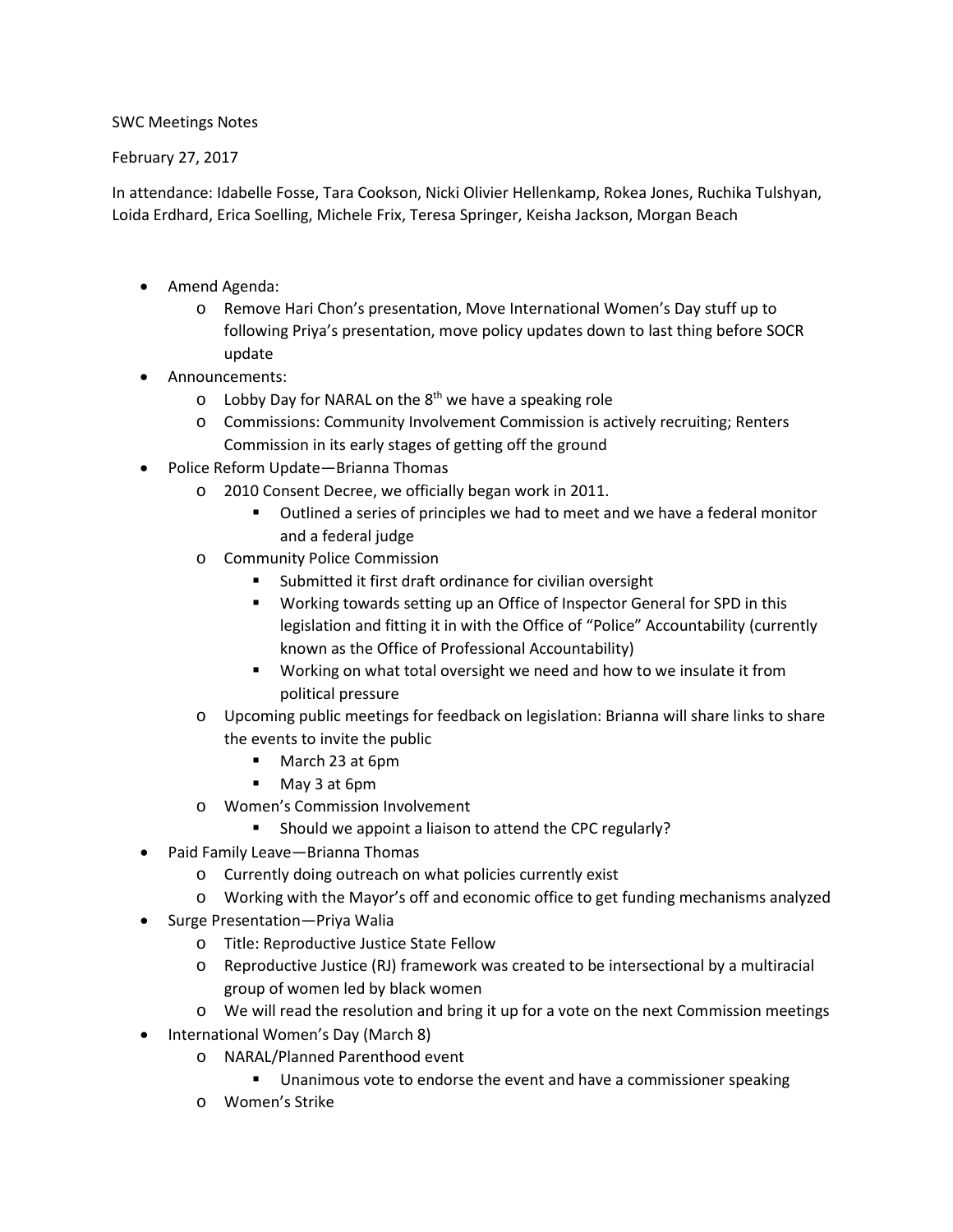SWC Meetings Notes

February 27, 2017

In attendance: Idabelle Fosse, Tara Cookson, Nicki Olivier Hellenkamp, Rokea Jones, Ruchika Tulshyan, Loida Erdhard, Erica Soelling, Michele Frix, Teresa Springer, Keisha Jackson, Morgan Beach

- Amend Agenda:
  - Remove Hari Chon's presentation, Move International Women's Day stuff up to following Priya's presentation, move policy updates down to last thing before SOCR update
- Announcements:
  - Lobby Day for NARAL on the 8th we have a speaking role
  - Commissions: Community Involvement Commission is actively recruiting; Renters Commission in its early stages of getting off the ground
- Police Reform Update—Brianna Thomas
  - 2010 Consent Decree, we officially began work in 2011.
    - Outlined a series of principles we had to meet and we have a federal monitor and a federal judge
  - Community Police Commission
    - Submitted it first draft ordinance for civilian oversight
    - Working towards setting up an Office of Inspector General for SPD in this legislation and fitting it in with the Office of "Police" Accountability (currently known as the Office of Professional Accountability)
    - Working on what total oversight we need and how to we insulate it from political pressure
  - Upcoming public meetings for feedback on legislation: Brianna will share links to share the events to invite the public
    - March 23 at 6pm
    - May 3 at 6pm
  - Women's Commission Involvement
    - Should we appoint a liaison to attend the CPC regularly?
- Paid Family Leave—Brianna Thomas
  - Currently doing outreach on what policies currently exist
  - Working with the Mayor's off and economic office to get funding mechanisms analyzed
- Surge Presentation—Priya Walia
  - Title: Reproductive Justice State Fellow
  - Reproductive Justice (RJ) framework was created to be intersectional by a multiracial group of women led by black women
  - We will read the resolution and bring it up for a vote on the next Commission meetings
- International Women's Day (March 8)
  - NARAL/Planned Parenthood event
    - Unanimous vote to endorse the event and have a commissioner speaking
  - Women's Strike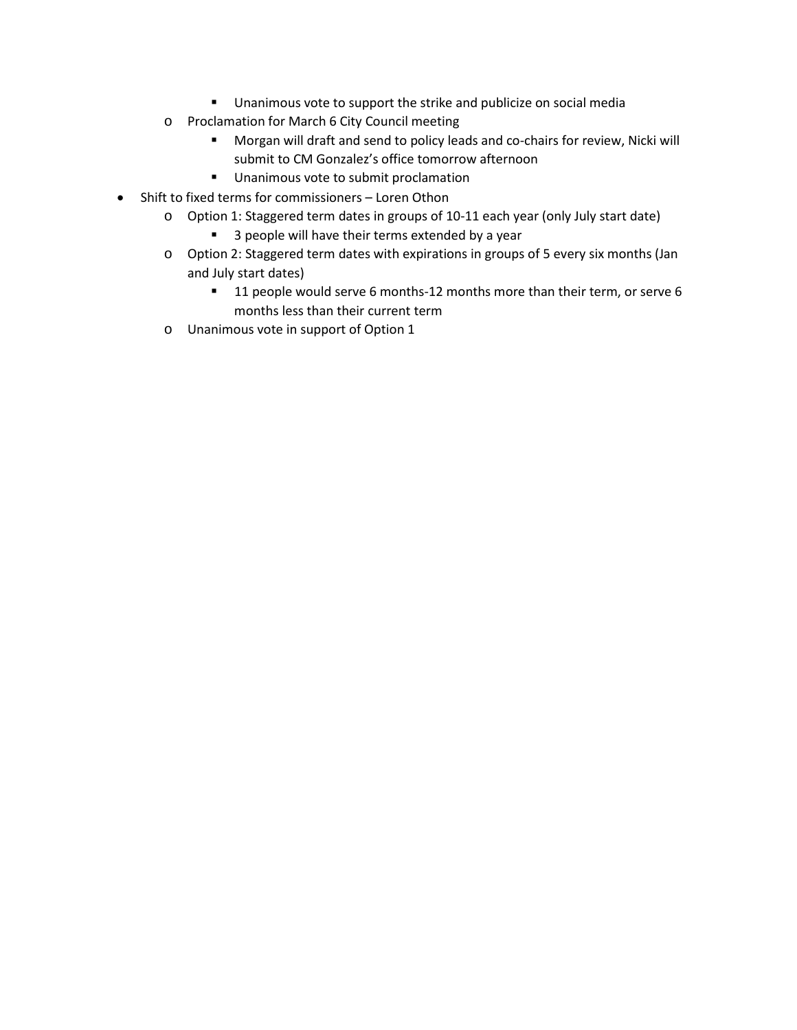- Unanimous vote to support the strike and publicize on social media
  - Proclamation for March 6 City Council meeting
    - Morgan will draft and send to policy leads and co-chairs for review, Nicki will submit to CM Gonzalez's office tomorrow afternoon
    - Unanimous vote to submit proclamation
- Shift to fixed terms for commissioners – Loren Othon
  - Option 1: Staggered term dates in groups of 10-11 each year (only July start date)
    - 3 people will have their terms extended by a year
  - Option 2: Staggered term dates with expirations in groups of 5 every six months (Jan and July start dates)
    - 11 people would serve 6 months-12 months more than their term, or serve 6 months less than their current term
  - Unanimous vote in support of Option 1